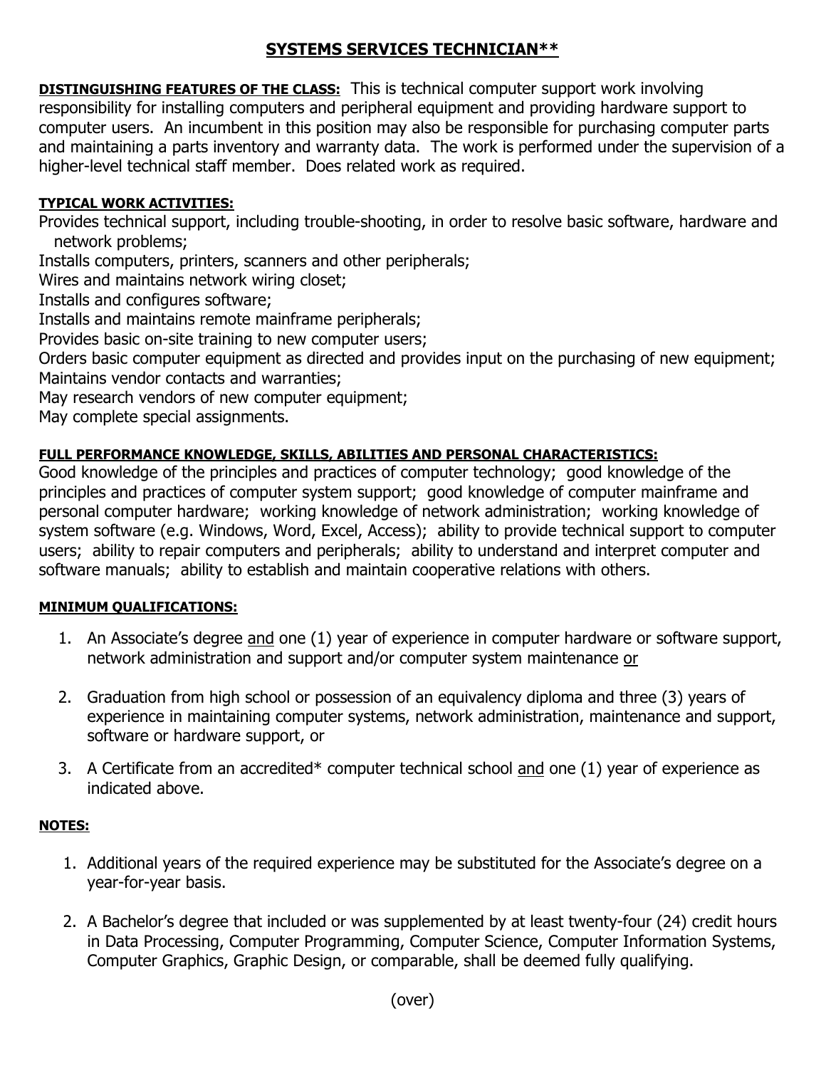# SYSTEMS SERVICES TECHNICIAN**

**DISTINGUISHING FEATURES OF THE CLASS:** This is technical computer support work involving responsibility for installing computers and peripheral equipment and providing hardware support to computer users. An incumbent in this position may also be responsible for purchasing computer parts and maintaining a parts inventory and warranty data. The work is performed under the supervision of a higher-level technical staff member. Does related work as required.

**TYPICAL WORK ACTIVITIES:**

Provides technical support, including trouble-shooting, in order to resolve basic software, hardware and network problems;
Installs computers, printers, scanners and other peripherals;
Wires and maintains network wiring closet;
Installs and configures software;
Installs and maintains remote mainframe peripherals;
Provides basic on-site training to new computer users;
Orders basic computer equipment as directed and provides input on the purchasing of new equipment;
Maintains vendor contacts and warranties;
May research vendors of new computer equipment;
May complete special assignments.

**FULL PERFORMANCE KNOWLEDGE, SKILLS, ABILITIES AND PERSONAL CHARACTERISTICS:**

Good knowledge of the principles and practices of computer technology; good knowledge of the principles and practices of computer system support; good knowledge of computer mainframe and personal computer hardware; working knowledge of network administration; working knowledge of system software (e.g. Windows, Word, Excel, Access); ability to provide technical support to computer users; ability to repair computers and peripherals; ability to understand and interpret computer and software manuals; ability to establish and maintain cooperative relations with others.

**MINIMUM QUALIFICATIONS:**

1. An Associate's degree <u>and</u> one (1) year of experience in computer hardware or software support, network administration and support and/or computer system maintenance <u>or</u>

2. Graduation from high school or possession of an equivalency diploma and three (3) years of experience in maintaining computer systems, network administration, maintenance and support, software or hardware support, or

3. A Certificate from an accredited* computer technical school <u>and</u> one (1) year of experience as indicated above.

**NOTES:**

1. Additional years of the required experience may be substituted for the Associate's degree on a year-for-year basis.

2. A Bachelor's degree that included or was supplemented by at least twenty-four (24) credit hours in Data Processing, Computer Programming, Computer Science, Computer Information Systems, Computer Graphics, Graphic Design, or comparable, shall be deemed fully qualifying.

(over)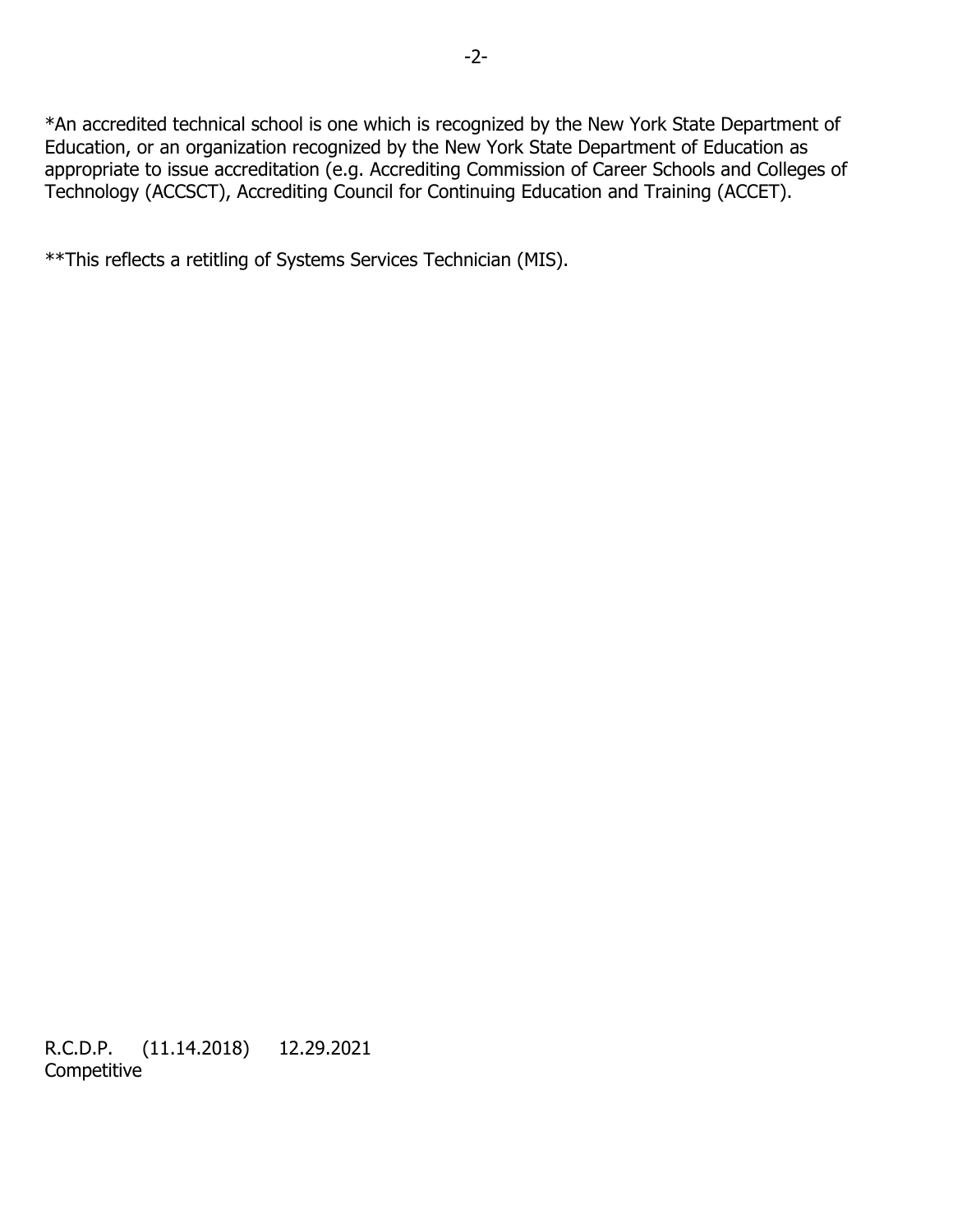*An accredited technical school is one which is recognized by the New York State Department of Education, or an organization recognized by the New York State Department of Education as appropriate to issue accreditation (e.g. Accrediting Commission of Career Schools and Colleges of Technology (ACCSCT), Accrediting Council for Continuing Education and Training (ACCET).

**This reflects a retitling of Systems Services Technician (MIS).

R.C.D.P. (11.14.2018) 12.29.2021
Competitive